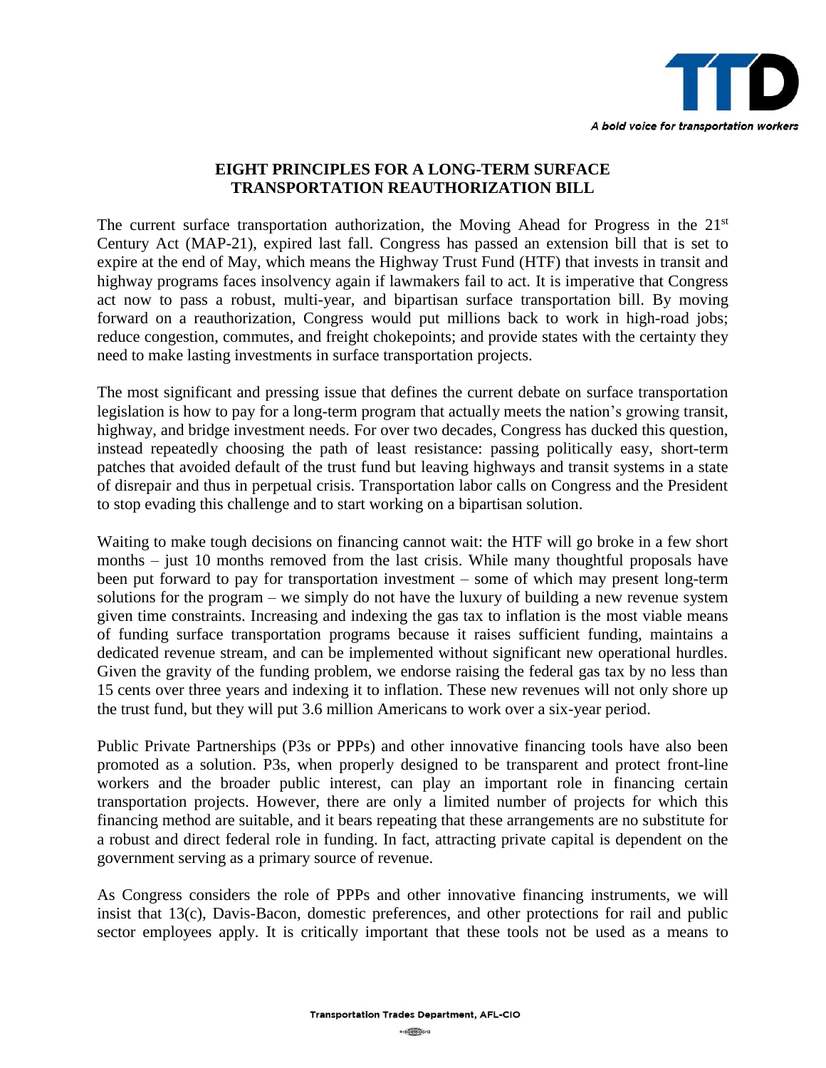# EIGHT PRINCIPLES FOR A LONG-TERM SURFACE TRANSPORTATION REAUTHORIZATION BILL

The current surface transportation authorization, the Moving Ahead for Progress in the 21st Century Act (MAP-21), expired last fall. Congress has passed an extension bill that is set to expire at the end of May, which means the Highway Trust Fund (HTF) that invests in transit and highway programs faces insolvency again if lawmakers fail to act. It is imperative that Congress act now to pass a robust, multi-year, and bipartisan surface transportation bill. By moving forward on a reauthorization, Congress would put millions back to work in high-road jobs; reduce congestion, commutes, and freight chokepoints; and provide states with the certainty they need to make lasting investments in surface transportation projects.

The most significant and pressing issue that defines the current debate on surface transportation legislation is how to pay for a long-term program that actually meets the nation's growing transit, highway, and bridge investment needs. For over two decades, Congress has ducked this question, instead repeatedly choosing the path of least resistance: passing politically easy, short-term patches that avoided default of the trust fund but leaving highways and transit systems in a state of disrepair and thus in perpetual crisis. Transportation labor calls on Congress and the President to stop evading this challenge and to start working on a bipartisan solution.

Waiting to make tough decisions on financing cannot wait: the HTF will go broke in a few short months – just 10 months removed from the last crisis. While many thoughtful proposals have been put forward to pay for transportation investment – some of which may present long-term solutions for the program – we simply do not have the luxury of building a new revenue system given time constraints. Increasing and indexing the gas tax to inflation is the most viable means of funding surface transportation programs because it raises sufficient funding, maintains a dedicated revenue stream, and can be implemented without significant new operational hurdles. Given the gravity of the funding problem, we endorse raising the federal gas tax by no less than 15 cents over three years and indexing it to inflation. These new revenues will not only shore up the trust fund, but they will put 3.6 million Americans to work over a six-year period.

Public Private Partnerships (P3s or PPPs) and other innovative financing tools have also been promoted as a solution. P3s, when properly designed to be transparent and protect front-line workers and the broader public interest, can play an important role in financing certain transportation projects. However, there are only a limited number of projects for which this financing method are suitable, and it bears repeating that these arrangements are no substitute for a robust and direct federal role in funding. In fact, attracting private capital is dependent on the government serving as a primary source of revenue.

As Congress considers the role of PPPs and other innovative financing instruments, we will insist that 13(c), Davis-Bacon, domestic preferences, and other protections for rail and public sector employees apply. It is critically important that these tools not be used as a means to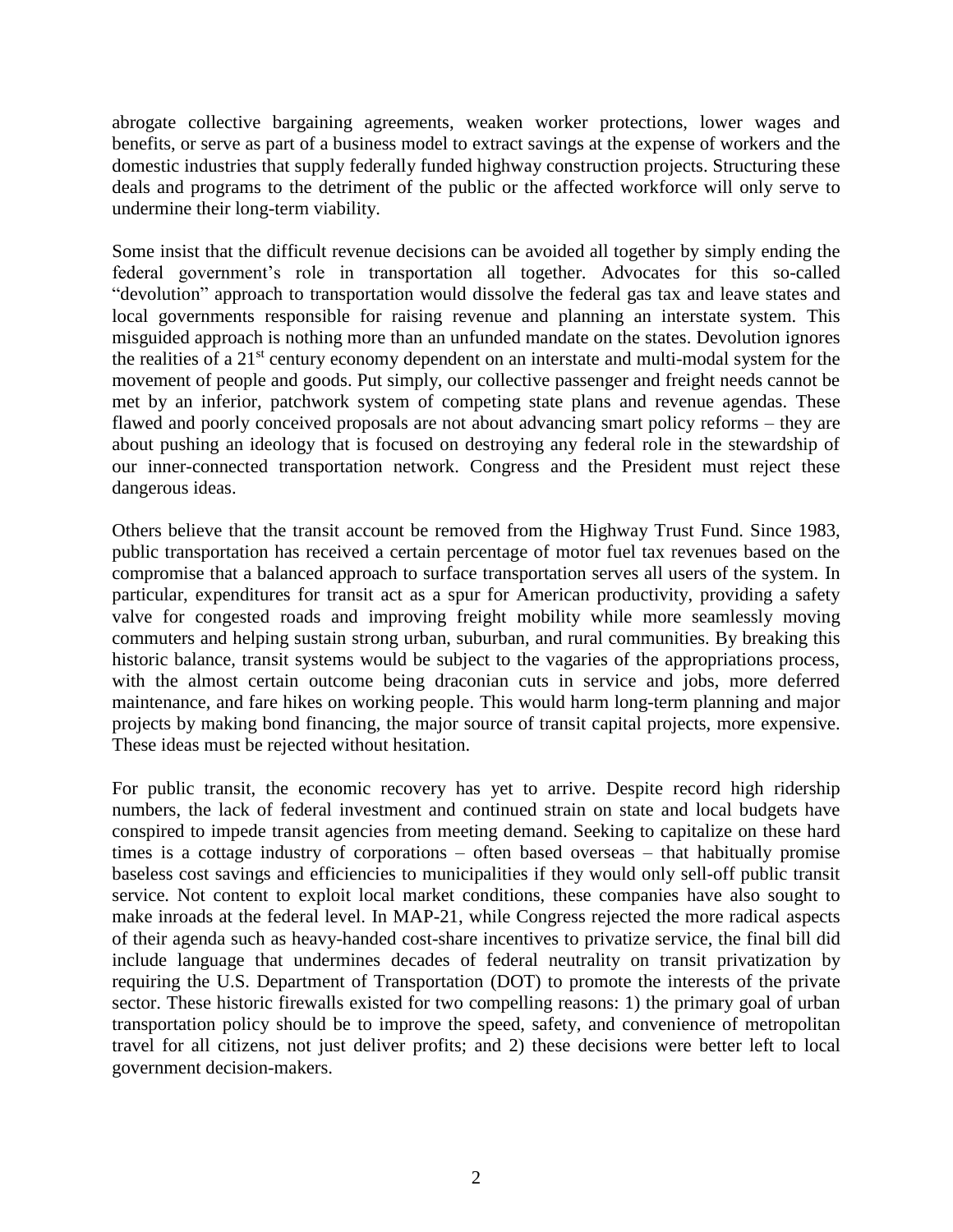abrogate collective bargaining agreements, weaken worker protections, lower wages and benefits, or serve as part of a business model to extract savings at the expense of workers and the domestic industries that supply federally funded highway construction projects. Structuring these deals and programs to the detriment of the public or the affected workforce will only serve to undermine their long-term viability.

Some insist that the difficult revenue decisions can be avoided all together by simply ending the federal government's role in transportation all together. Advocates for this so-called "devolution" approach to transportation would dissolve the federal gas tax and leave states and local governments responsible for raising revenue and planning an interstate system. This misguided approach is nothing more than an unfunded mandate on the states. Devolution ignores the realities of a 21st century economy dependent on an interstate and multi-modal system for the movement of people and goods. Put simply, our collective passenger and freight needs cannot be met by an inferior, patchwork system of competing state plans and revenue agendas. These flawed and poorly conceived proposals are not about advancing smart policy reforms – they are about pushing an ideology that is focused on destroying any federal role in the stewardship of our inner-connected transportation network. Congress and the President must reject these dangerous ideas.

Others believe that the transit account be removed from the Highway Trust Fund. Since 1983, public transportation has received a certain percentage of motor fuel tax revenues based on the compromise that a balanced approach to surface transportation serves all users of the system. In particular, expenditures for transit act as a spur for American productivity, providing a safety valve for congested roads and improving freight mobility while more seamlessly moving commuters and helping sustain strong urban, suburban, and rural communities. By breaking this historic balance, transit systems would be subject to the vagaries of the appropriations process, with the almost certain outcome being draconian cuts in service and jobs, more deferred maintenance, and fare hikes on working people. This would harm long-term planning and major projects by making bond financing, the major source of transit capital projects, more expensive. These ideas must be rejected without hesitation.

For public transit, the economic recovery has yet to arrive. Despite record high ridership numbers, the lack of federal investment and continued strain on state and local budgets have conspired to impede transit agencies from meeting demand. Seeking to capitalize on these hard times is a cottage industry of corporations – often based overseas – that habitually promise baseless cost savings and efficiencies to municipalities if they would only sell-off public transit service. Not content to exploit local market conditions, these companies have also sought to make inroads at the federal level. In MAP-21, while Congress rejected the more radical aspects of their agenda such as heavy-handed cost-share incentives to privatize service, the final bill did include language that undermines decades of federal neutrality on transit privatization by requiring the U.S. Department of Transportation (DOT) to promote the interests of the private sector. These historic firewalls existed for two compelling reasons: 1) the primary goal of urban transportation policy should be to improve the speed, safety, and convenience of metropolitan travel for all citizens, not just deliver profits; and 2) these decisions were better left to local government decision-makers.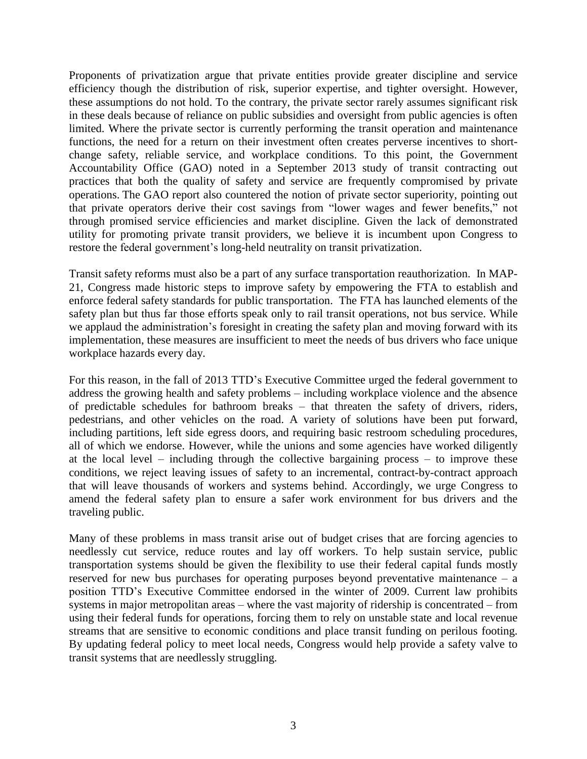Proponents of privatization argue that private entities provide greater discipline and service efficiency though the distribution of risk, superior expertise, and tighter oversight. However, these assumptions do not hold. To the contrary, the private sector rarely assumes significant risk in these deals because of reliance on public subsidies and oversight from public agencies is often limited. Where the private sector is currently performing the transit operation and maintenance functions, the need for a return on their investment often creates perverse incentives to short-change safety, reliable service, and workplace conditions. To this point, the Government Accountability Office (GAO) noted in a September 2013 study of transit contracting out practices that both the quality of safety and service are frequently compromised by private operations. The GAO report also countered the notion of private sector superiority, pointing out that private operators derive their cost savings from "lower wages and fewer benefits," not through promised service efficiencies and market discipline. Given the lack of demonstrated utility for promoting private transit providers, we believe it is incumbent upon Congress to restore the federal government's long-held neutrality on transit privatization.

Transit safety reforms must also be a part of any surface transportation reauthorization. In MAP-21, Congress made historic steps to improve safety by empowering the FTA to establish and enforce federal safety standards for public transportation. The FTA has launched elements of the safety plan but thus far those efforts speak only to rail transit operations, not bus service. While we applaud the administration's foresight in creating the safety plan and moving forward with its implementation, these measures are insufficient to meet the needs of bus drivers who face unique workplace hazards every day.

For this reason, in the fall of 2013 TTD's Executive Committee urged the federal government to address the growing health and safety problems – including workplace violence and the absence of predictable schedules for bathroom breaks – that threaten the safety of drivers, riders, pedestrians, and other vehicles on the road. A variety of solutions have been put forward, including partitions, left side egress doors, and requiring basic restroom scheduling procedures, all of which we endorse. However, while the unions and some agencies have worked diligently at the local level – including through the collective bargaining process – to improve these conditions, we reject leaving issues of safety to an incremental, contract-by-contract approach that will leave thousands of workers and systems behind. Accordingly, we urge Congress to amend the federal safety plan to ensure a safer work environment for bus drivers and the traveling public.

Many of these problems in mass transit arise out of budget crises that are forcing agencies to needlessly cut service, reduce routes and lay off workers. To help sustain service, public transportation systems should be given the flexibility to use their federal capital funds mostly reserved for new bus purchases for operating purposes beyond preventative maintenance – a position TTD's Executive Committee endorsed in the winter of 2009. Current law prohibits systems in major metropolitan areas – where the vast majority of ridership is concentrated – from using their federal funds for operations, forcing them to rely on unstable state and local revenue streams that are sensitive to economic conditions and place transit funding on perilous footing. By updating federal policy to meet local needs, Congress would help provide a safety valve to transit systems that are needlessly struggling.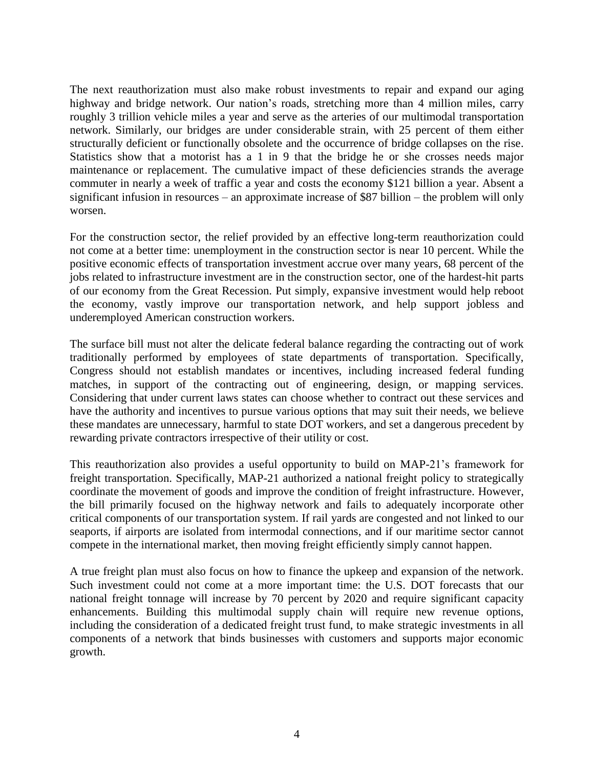The next reauthorization must also make robust investments to repair and expand our aging highway and bridge network. Our nation's roads, stretching more than 4 million miles, carry roughly 3 trillion vehicle miles a year and serve as the arteries of our multimodal transportation network. Similarly, our bridges are under considerable strain, with 25 percent of them either structurally deficient or functionally obsolete and the occurrence of bridge collapses on the rise. Statistics show that a motorist has a 1 in 9 that the bridge he or she crosses needs major maintenance or replacement. The cumulative impact of these deficiencies strands the average commuter in nearly a week of traffic a year and costs the economy $121 billion a year. Absent a significant infusion in resources – an approximate increase of $87 billion – the problem will only worsen.

For the construction sector, the relief provided by an effective long-term reauthorization could not come at a better time: unemployment in the construction sector is near 10 percent. While the positive economic effects of transportation investment accrue over many years, 68 percent of the jobs related to infrastructure investment are in the construction sector, one of the hardest-hit parts of our economy from the Great Recession. Put simply, expansive investment would help reboot the economy, vastly improve our transportation network, and help support jobless and underemployed American construction workers.

The surface bill must not alter the delicate federal balance regarding the contracting out of work traditionally performed by employees of state departments of transportation. Specifically, Congress should not establish mandates or incentives, including increased federal funding matches, in support of the contracting out of engineering, design, or mapping services. Considering that under current laws states can choose whether to contract out these services and have the authority and incentives to pursue various options that may suit their needs, we believe these mandates are unnecessary, harmful to state DOT workers, and set a dangerous precedent by rewarding private contractors irrespective of their utility or cost.

This reauthorization also provides a useful opportunity to build on MAP-21's framework for freight transportation. Specifically, MAP-21 authorized a national freight policy to strategically coordinate the movement of goods and improve the condition of freight infrastructure. However, the bill primarily focused on the highway network and fails to adequately incorporate other critical components of our transportation system. If rail yards are congested and not linked to our seaports, if airports are isolated from intermodal connections, and if our maritime sector cannot compete in the international market, then moving freight efficiently simply cannot happen.

A true freight plan must also focus on how to finance the upkeep and expansion of the network. Such investment could not come at a more important time: the U.S. DOT forecasts that our national freight tonnage will increase by 70 percent by 2020 and require significant capacity enhancements. Building this multimodal supply chain will require new revenue options, including the consideration of a dedicated freight trust fund, to make strategic investments in all components of a network that binds businesses with customers and supports major economic growth.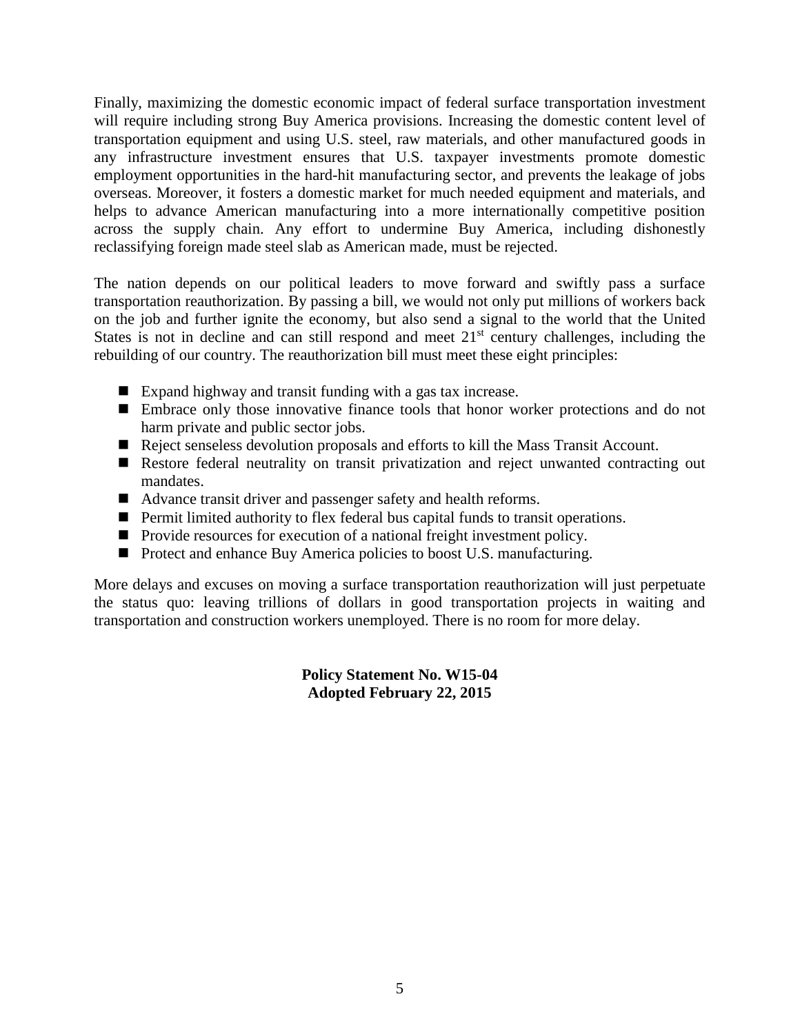Finally, maximizing the domestic economic impact of federal surface transportation investment will require including strong Buy America provisions. Increasing the domestic content level of transportation equipment and using U.S. steel, raw materials, and other manufactured goods in any infrastructure investment ensures that U.S. taxpayer investments promote domestic employment opportunities in the hard-hit manufacturing sector, and prevents the leakage of jobs overseas. Moreover, it fosters a domestic market for much needed equipment and materials, and helps to advance American manufacturing into a more internationally competitive position across the supply chain. Any effort to undermine Buy America, including dishonestly reclassifying foreign made steel slab as American made, must be rejected.

The nation depends on our political leaders to move forward and swiftly pass a surface transportation reauthorization. By passing a bill, we would not only put millions of workers back on the job and further ignite the economy, but also send a signal to the world that the United States is not in decline and can still respond and meet 21st century challenges, including the rebuilding of our country. The reauthorization bill must meet these eight principles:

- Expand highway and transit funding with a gas tax increase.
- Embrace only those innovative finance tools that honor worker protections and do not harm private and public sector jobs.
- Reject senseless devolution proposals and efforts to kill the Mass Transit Account.
- Restore federal neutrality on transit privatization and reject unwanted contracting out mandates.
- Advance transit driver and passenger safety and health reforms.
- Permit limited authority to flex federal bus capital funds to transit operations.
- Provide resources for execution of a national freight investment policy.
- Protect and enhance Buy America policies to boost U.S. manufacturing.

More delays and excuses on moving a surface transportation reauthorization will just perpetuate the status quo: leaving trillions of dollars in good transportation projects in waiting and transportation and construction workers unemployed. There is no room for more delay.

**Policy Statement No. W15-04**
**Adopted February 22, 2015**